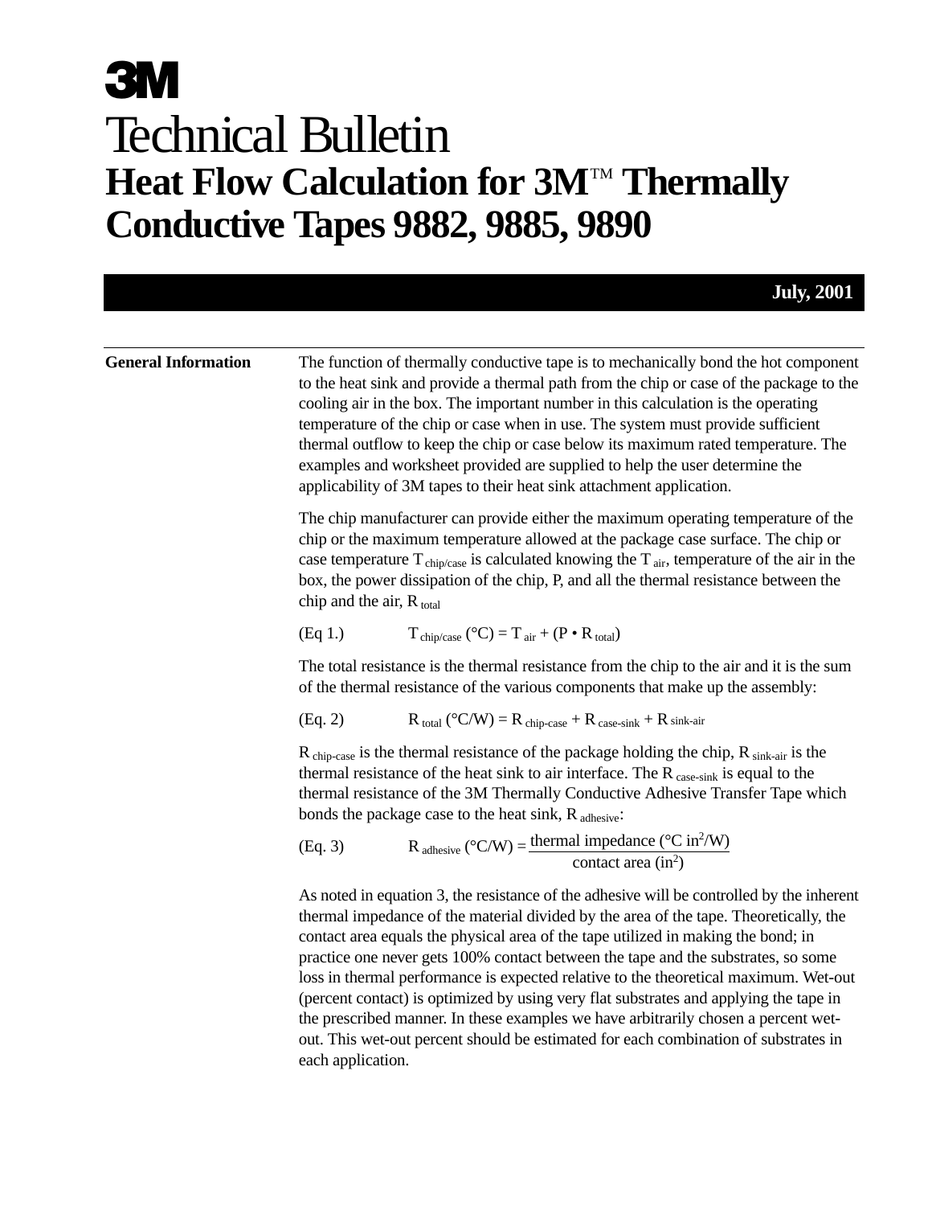# 3M

# Technical Bulletin

## Heat Flow Calculation for 3M™ Thermally Conductive Tapes 9882, 9885, 9890

**July, 2001**

### General Information

The function of thermally conductive tape is to mechanically bond the hot component to the heat sink and provide a thermal path from the chip or case of the package to the cooling air in the box. The important number in this calculation is the operating temperature of the chip or case when in use. The system must provide sufficient thermal outflow to keep the chip or case below its maximum rated temperature. The examples and worksheet provided are supplied to help the user determine the applicability of 3M tapes to their heat sink attachment application.

The chip manufacturer can provide either the maximum operating temperature of the chip or the maximum temperature allowed at the package case surface. The chip or case temperature $T_{chip/case}$ is calculated knowing the $T_{air}$, temperature of the air in the box, the power dissipation of the chip, P, and all the thermal resistance between the chip and the air, $R_{total}$

(Eq 1.) $$T_{chip/case}\,(°C) = T_{air} + (P \bullet R_{total})$$

The total resistance is the thermal resistance from the chip to the air and it is the sum of the thermal resistance of the various components that make up the assembly:

(Eq. 2) $$R_{total}\,(°C/W) = R_{chip\text{-}case} + R_{case\text{-}sink} + R_{sink\text{-}air}$$

$R_{chip\text{-}case}$ is the thermal resistance of the package holding the chip, $R_{sink\text{-}air}$ is the thermal resistance of the heat sink to air interface. The $R_{case\text{-}sink}$ is equal to the thermal resistance of the 3M Thermally Conductive Adhesive Transfer Tape which bonds the package case to the heat sink, $R_{adhesive}$:

(Eq. 3) $$R_{adhesive}\,(°C/W) = \frac{\text{thermal impedance }(°C\ in^2/W)}{\text{contact area }(in^2)}$$

As noted in equation 3, the resistance of the adhesive will be controlled by the inherent thermal impedance of the material divided by the area of the tape. Theoretically, the contact area equals the physical area of the tape utilized in making the bond; in practice one never gets 100% contact between the tape and the substrates, so some loss in thermal performance is expected relative to the theoretical maximum. Wet-out (percent contact) is optimized by using very flat substrates and applying the tape in the prescribed manner. In these examples we have arbitrarily chosen a percent wet-out. This wet-out percent should be estimated for each combination of substrates in each application.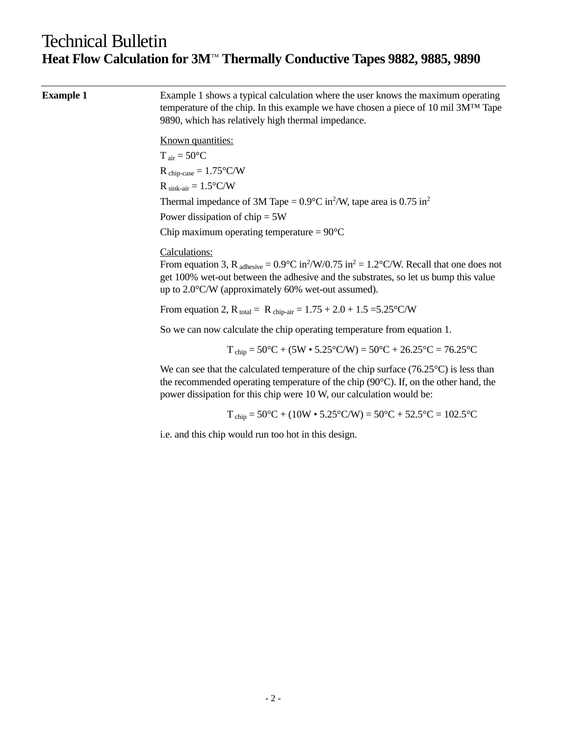# Technical Bulletin
## Heat Flow Calculation for 3M™ Thermally Conductive Tapes 9882, 9885, 9890

**Example 1**

Example 1 shows a typical calculation where the user knows the maximum operating temperature of the chip. In this example we have chosen a piece of 10 mil 3M™ Tape 9890, which has relatively high thermal impedance.

Known quantities:

$T_{air}$ = 50°C

$R_{chip\text{-}case}$ = 1.75°C/W

$R_{sink\text{-}air}$ = 1.5°C/W

Thermal impedance of 3M Tape = 0.9°C in$^2$/W, tape area is 0.75 in$^2$

Power dissipation of chip = 5W

Chip maximum operating temperature = 90°C

Calculations:

From equation 3, $R_{adhesive}$ = 0.9°C in$^2$/W/0.75 in$^2$ = 1.2°C/W. Recall that one does not get 100% wet-out between the adhesive and the substrates, so let us bump this value up to 2.0°C/W (approximately 60% wet-out assumed).

From equation 2, $R_{total}$ = $R_{chip\text{-}air}$ = 1.75 + 2.0 + 1.5 =5.25°C/W

So we can now calculate the chip operating temperature from equation 1.

$$T_{chip} = 50°C + (5W \cdot 5.25°C/W) = 50°C + 26.25°C = 76.25°C$$

We can see that the calculated temperature of the chip surface (76.25°C) is less than the recommended operating temperature of the chip (90°C). If, on the other hand, the power dissipation for this chip were 10 W, our calculation would be:

$$T_{chip} = 50°C + (10W \cdot 5.25°C/W) = 50°C + 52.5°C = 102.5°C$$

i.e. and this chip would run too hot in this design.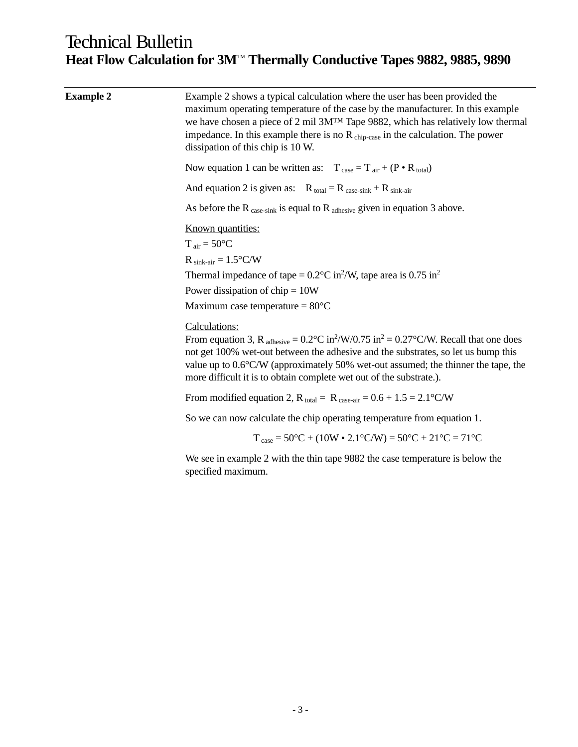# Technical Bulletin

## Heat Flow Calculation for 3M™ Thermally Conductive Tapes 9882, 9885, 9890

**Example 2**

Example 2 shows a typical calculation where the user has been provided the maximum operating temperature of the case by the manufacturer. In this example we have chosen a piece of 2 mil 3M™ Tape 9882, which has relatively low thermal impedance. In this example there is no $R_{chip\text{-}case}$ in the calculation. The power dissipation of this chip is 10 W.

Now equation 1 can be written as: $T_{case} = T_{air} + (P \bullet R_{total})$

And equation 2 is given as: $R_{total} = R_{case\text{-}sink} + R_{sink\text{-}air}$

As before the $R_{case\text{-}sink}$ is equal to $R_{adhesive}$ given in equation 3 above.

Known quantities:

$T_{air} = 50°C$

$R_{sink\text{-}air} = 1.5°C/W$

Thermal impedance of tape = $0.2°C\ in^2/W$, tape area is $0.75\ in^2$

Power dissipation of chip = 10W

Maximum case temperature = 80°C

Calculations:
From equation 3, $R_{adhesive} = 0.2°C\ in^2/W/0.75\ in^2 = 0.27°C/W$. Recall that one does not get 100% wet-out between the adhesive and the substrates, so let us bump this value up to 0.6°C/W (approximately 50% wet-out assumed; the thinner the tape, the more difficult it is to obtain complete wet out of the substrate.).

From modified equation 2, $R_{total} = R_{case\text{-}air} = 0.6 + 1.5 = 2.1°C/W$

So we can now calculate the chip operating temperature from equation 1.

$$T_{case} = 50°C + (10W \bullet 2.1°C/W) = 50°C + 21°C = 71°C$$

We see in example 2 with the thin tape 9882 the case temperature is below the specified maximum.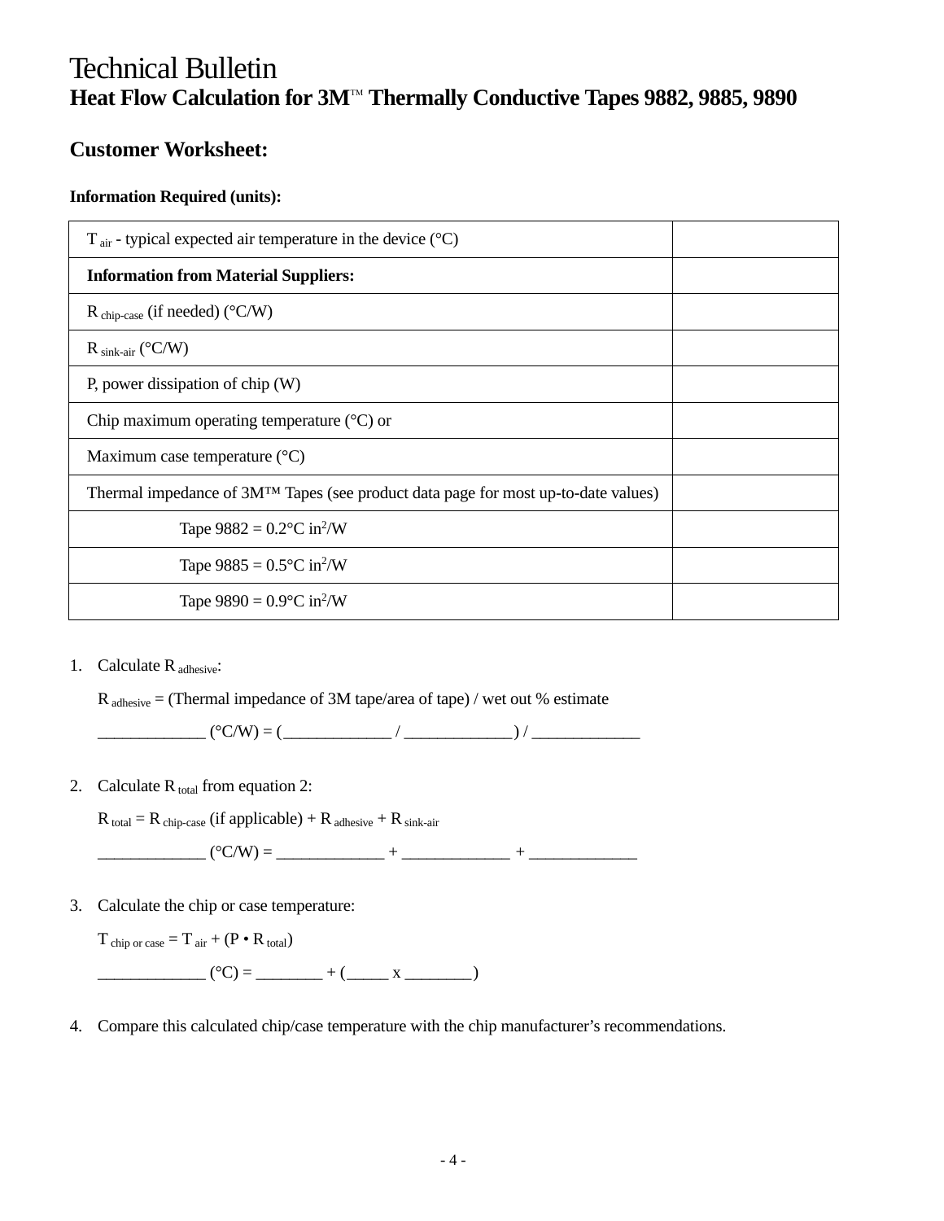# Technical Bulletin

## Heat Flow Calculation for 3M™ Thermally Conductive Tapes 9882, 9885, 9890

### Customer Worksheet:

**Information Required (units):**

| | |
|---|---|
| $T_{air}$ - typical expected air temperature in the device (°C) | |
| **Information from Material Suppliers:** | |
| $R_{chip-case}$ (if needed) (°C/W) | |
| $R_{sink-air}$ (°C/W) | |
| P, power dissipation of chip (W) | |
| Chip maximum operating temperature (°C) or | |
| Maximum case temperature (°C) | |
| Thermal impedance of 3M™ Tapes (see product data page for most up-to-date values) | |
| Tape 9882 = 0.2°C in$^2$/W | |
| Tape 9885 = 0.5°C in$^2$/W | |
| Tape 9890 = 0.9°C in$^2$/W | |

1. Calculate $R_{adhesive}$:

   $R_{adhesive}$ = (Thermal impedance of 3M tape/area of tape) / wet out % estimate

   _____________ (°C/W) = (_____________ / _____________) / _____________

2. Calculate $R_{total}$ from equation 2:

   $R_{total} = R_{chip-case}$ (if applicable) $+ R_{adhesive} + R_{sink-air}$

   _____________ (°C/W) = _____________ + _____________ + _____________

3. Calculate the chip or case temperature:

   $T_{chip\ or\ case} = T_{air} + (P \bullet R_{total})$

   _____________ (°C) = ________ + (_____ x ________)

4. Compare this calculated chip/case temperature with the chip manufacturer's recommendations.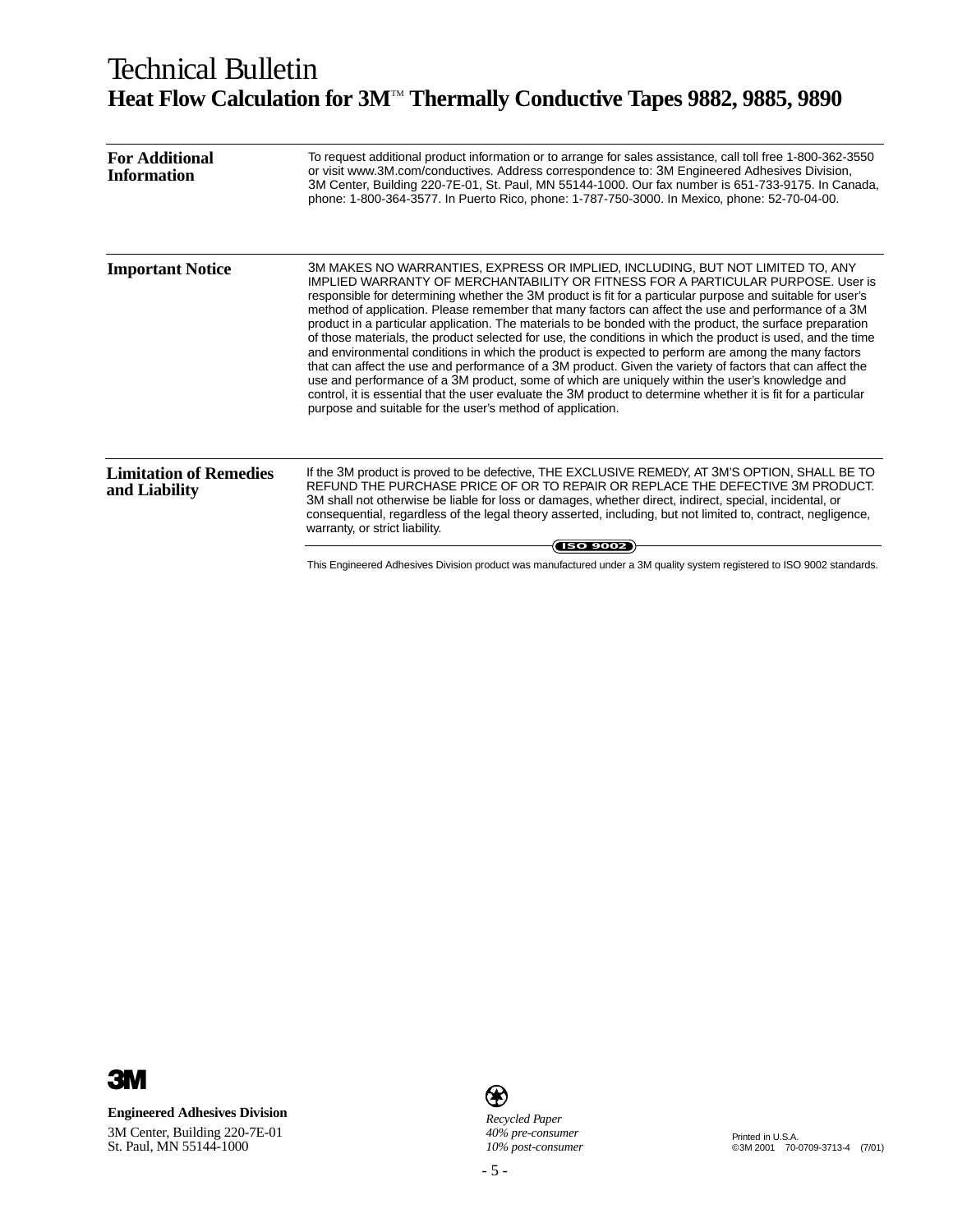# Technical Bulletin

## Heavy Flow Calculation for 3M™ Thermally Conductive Tapes 9882, 9885, 9890

**For Additional Information**

To request additional product information or to arrange for sales assistance, call toll free 1-800-362-3550 or visit www.3M.com/conductives. Address correspondence to: 3M Engineered Adhesives Division, 3M Center, Building 220-7E-01, St. Paul, MN 55144-1000. Our fax number is 651-733-9175. In Canada, phone: 1-800-364-3577. In Puerto Rico, phone: 1-787-750-3000. In Mexico, phone: 52-70-04-00.

**Important Notice**

3M MAKES NO WARRANTIES, EXPRESS OR IMPLIED, INCLUDING, BUT NOT LIMITED TO, ANY IMPLIED WARRANTY OF MERCHANTABILITY OR FITNESS FOR A PARTICULAR PURPOSE. User is responsible for determining whether the 3M product is fit for a particular purpose and suitable for user's method of application. Please remember that many factors can affect the use and performance of a 3M product in a particular application. The materials to be bonded with the product, the surface preparation of those materials, the product selected for use, the conditions in which the product is used, and the time and environmental conditions in which the product is expected to perform are among the many factors that can affect the use and performance of a 3M product. Given the variety of factors that can affect the use and performance of a 3M product, some of which are uniquely within the user's knowledge and control, it is essential that the user evaluate the 3M product to determine whether it is fit for a particular purpose and suitable for the user's method of application.

**Limitation of Remedies and Liability**

If the 3M product is proved to be defective, THE EXCLUSIVE REMEDY, AT 3M'S OPTION, SHALL BE TO REFUND THE PURCHASE PRICE OF OR TO REPAIR OR REPLACE THE DEFECTIVE 3M PRODUCT. 3M shall not otherwise be liable for loss or damages, whether direct, indirect, special, incidental, or consequential, regardless of the legal theory asserted, including, but not limited to, contract, negligence, warranty, or strict liability.

ISO 9002

This Engineered Adhesives Division product was manufactured under a 3M quality system registered to ISO 9002 standards.

3M

**Engineered Adhesives Division**

3M Center, Building 220-7E-01
St. Paul, MN 55144-1000

*Recycled Paper*
*40% pre-consumer*
*10% post-consumer*

Printed in U.S.A.
©3M 2001 70-0709-3713-4 (7/01)